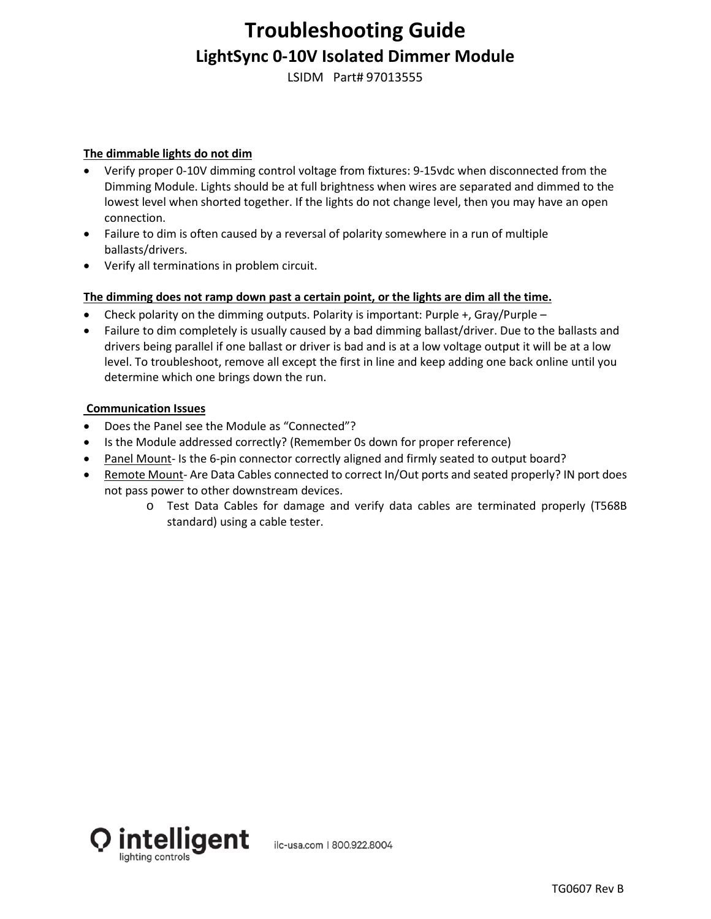# Troubleshooting Guide

## LightSync 0-10V Isolated Dimmer Module

LSIDM Part# 97013555

**The dimmable lights do not dim**

- Verify proper 0-10V dimming control voltage from fixtures: 9-15vdc when disconnected from the Dimming Module. Lights should be at full brightness when wires are separated and dimmed to the lowest level when shorted together. If the lights do not change level, then you may have an open connection.
- Failure to dim is often caused by a reversal of polarity somewhere in a run of multiple ballasts/drivers.
- Verify all terminations in problem circuit.

**The dimming does not ramp down past a certain point, or the lights are dim all the time.**

- Check polarity on the dimming outputs. Polarity is important: Purple +, Gray/Purple –
- Failure to dim completely is usually caused by a bad dimming ballast/driver. Due to the ballasts and drivers being parallel if one ballast or driver is bad and is at a low voltage output it will be at a low level. To troubleshoot, remove all except the first in line and keep adding one back online until you determine which one brings down the run.

**Communication Issues**

- Does the Panel see the Module as "Connected"?
- Is the Module addressed correctly? (Remember 0s down for proper reference)
- Panel Mount- Is the 6-pin connector correctly aligned and firmly seated to output board?
- Remote Mount- Are Data Cables connected to correct In/Out ports and seated properly? IN port does not pass power to other downstream devices.
  - Test Data Cables for damage and verify data cables are terminated properly (T568B standard) using a cable tester.

intelligent lighting controls

ilc-usa.com | 800.922.8004

TG0607 Rev B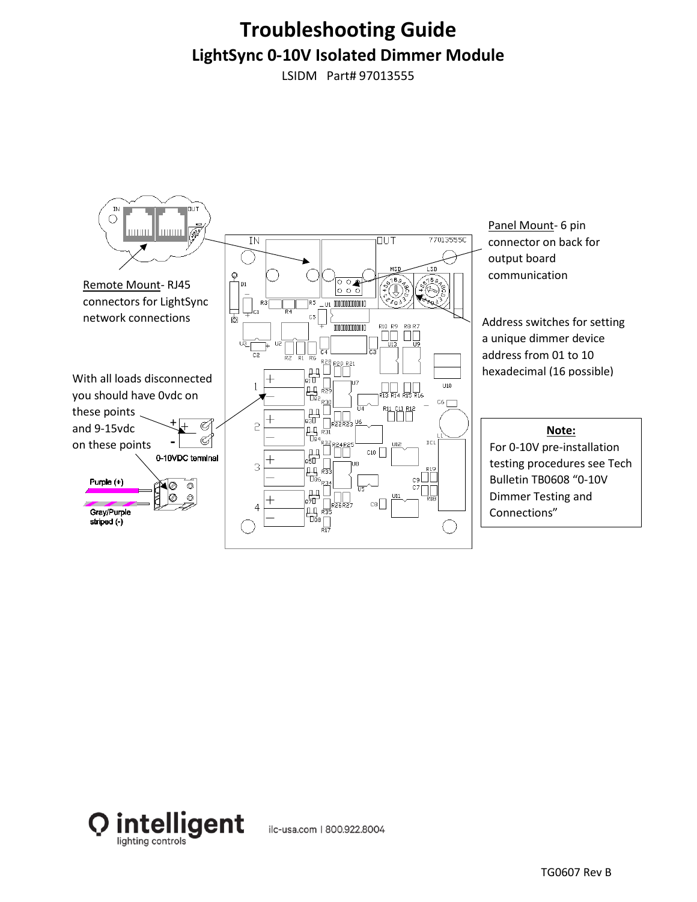# Troubleshooting Guide

## LightSync 0-10V Isolated Dimmer Module

LSIDM Part# 97013555

Remote Mount- RJ45 connectors for LightSync network connections

Panel Mount- 6 pin connector on back for output board communication

Address switches for setting a unique dimmer device address from 01 to 10 hexadecimal (16 possible)

With all loads disconnected you should have 0vdc on these points and 9-15vdc on these points

0-10VDC terminal

Purple (+)

Gray/Purple striped (-)

**Note:**

For 0-10V pre-installation testing procedures see Tech Bulletin TB0608 "0-10V Dimmer Testing and Connections"

ilc-usa.com | 800.922.8004

TG0607 Rev B